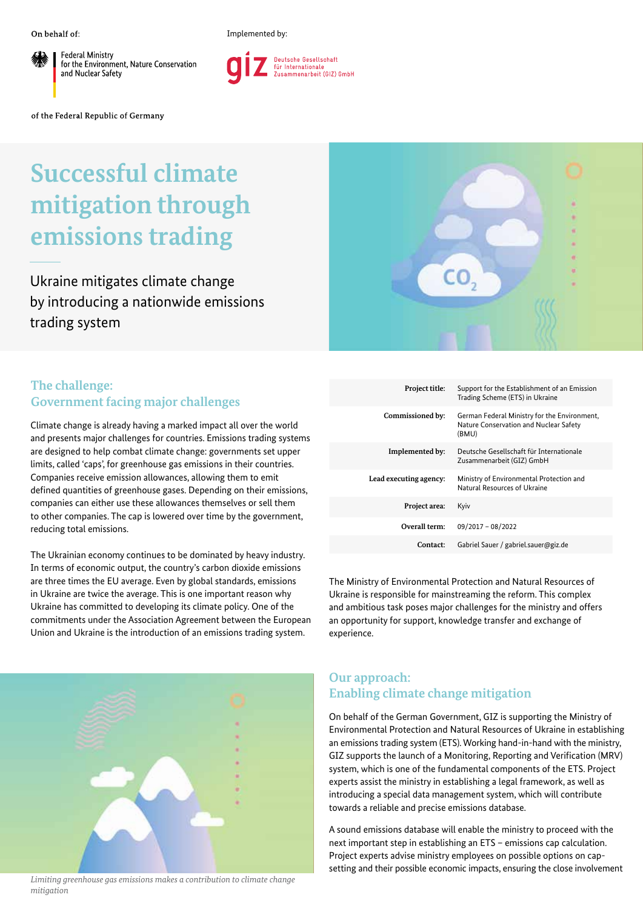On behalf of:

Federal Ministry for the Environment, Nature Conservation and Nuclear Safety

of the Federal Republic of Germany

Implemented by:

giz Deutsche Gesellschaft für Internationale Zusammenarbeit (GIZ) GmbH

# Successful climate mitigation through emissions trading

Ukraine mitigates climate change by introducing a nationwide emissions trading system

## The challenge: Government facing major challenges

Climate change is already having a marked impact all over the world and presents major challenges for countries. Emissions trading systems are designed to help combat climate change: governments set upper limits, called 'caps', for greenhouse gas emissions in their countries. Companies receive emission allowances, allowing them to emit defined quantities of greenhouse gases. Depending on their emissions, companies can either use these allowances themselves or sell them to other companies. The cap is lowered over time by the government, reducing total emissions.

The Ukrainian economy continues to be dominated by heavy industry. In terms of economic output, the country's carbon dioxide emissions are three times the EU average. Even by global standards, emissions in Ukraine are twice the average. This is one important reason why Ukraine has committed to developing its climate policy. One of the commitments under the Association Agreement between the European Union and Ukraine is the introduction of an emissions trading system.

| | |
|---|---|
| **Project title:** | Support for the Establishment of an Emission Trading Scheme (ETS) in Ukraine |
| **Commissioned by:** | German Federal Ministry for the Environment, Nature Conservation and Nuclear Safety (BMU) |
| **Implemented by:** | Deutsche Gesellschaft für Internationale Zusammenarbeit (GIZ) GmbH |
| **Lead executing agency:** | Ministry of Environmental Protection and Natural Resources of Ukraine |
| **Project area:** | Kyiv |
| **Overall term:** | 09/2017 – 08/2022 |
| **Contact:** | Gabriel Sauer / gabriel.sauer@giz.de |

The Ministry of Environmental Protection and Natural Resources of Ukraine is responsible for mainstreaming the reform. This complex and ambitious task poses major challenges for the ministry and offers an opportunity for support, knowledge transfer and exchange of experience.

*Limiting greenhouse gas emissions makes a contribution to climate change mitigation*

## Our approach: Enabling climate change mitigation

On behalf of the German Government, GIZ is supporting the Ministry of Environmental Protection and Natural Resources of Ukraine in establishing an emissions trading system (ETS). Working hand-in-hand with the ministry, GIZ supports the launch of a Monitoring, Reporting and Verification (MRV) system, which is one of the fundamental components of the ETS. Project experts assist the ministry in establishing a legal framework, as well as introducing a special data management system, which will contribute towards a reliable and precise emissions database.

A sound emissions database will enable the ministry to proceed with the next important step in establishing an ETS – emissions cap calculation. Project experts advise ministry employees on possible options on cap-setting and their possible economic impacts, ensuring the close involvement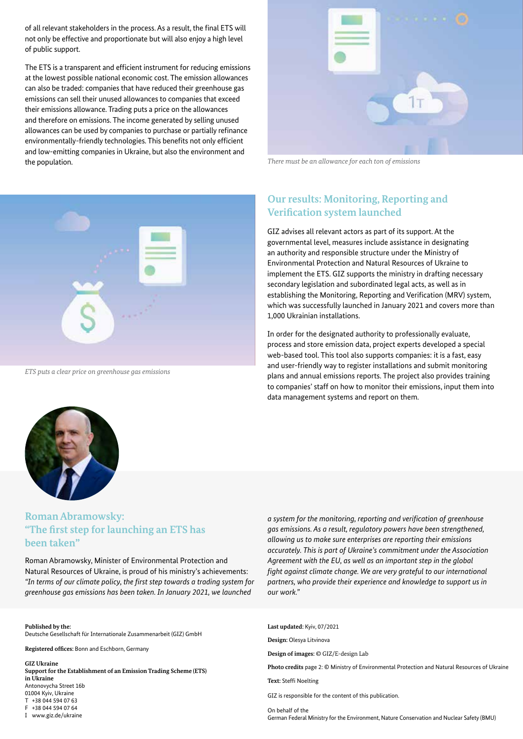of all relevant stakeholders in the process. As a result, the final ETS will not only be effective and proportionate but will also enjoy a high level of public support.

The ETS is a transparent and efficient instrument for reducing emissions at the lowest possible national economic cost. The emission allowances can also be traded: companies that have reduced their greenhouse gas emissions can sell their unused allowances to companies that exceed their emissions allowance. Trading puts a price on the allowances and therefore on emissions. The income generated by selling unused allowances can be used by companies to purchase or partially refinance environmentally-friendly technologies. This benefits not only efficient and low-emitting companies in Ukraine, but also the environment and the population.

*There must be an allowance for each ton of emissions*

*ETS puts a clear price on greenhouse gas emissions*

## Our results: Monitoring, Reporting and Verification system launched

GIZ advises all relevant actors as part of its support. At the governmental level, measures include assistance in designating an authority and responsible structure under the Ministry of Environmental Protection and Natural Resources of Ukraine to implement the ETS. GIZ supports the ministry in drafting necessary secondary legislation and subordinated legal acts, as well as in establishing the Monitoring, Reporting and Verification (MRV) system, which was successfully launched in January 2021 and covers more than 1,000 Ukrainian installations.

In order for the designated authority to professionally evaluate, process and store emission data, project experts developed a special web-based tool. This tool also supports companies: it is a fast, easy and user-friendly way to register installations and submit monitoring plans and annual emissions reports. The project also provides training to companies' staff on how to monitor their emissions, input them into data management systems and report on them.

## Roman Abramowsky: "The first step for launching an ETS has been taken"

Roman Abramowsky, Minister of Environmental Protection and Natural Resources of Ukraine, is proud of his ministry's achievements: *"In terms of our climate policy, the first step towards a trading system for greenhouse gas emissions has been taken. In January 2021, we launched a system for the monitoring, reporting and verification of greenhouse gas emissions. As a result, regulatory powers have been strengthened, allowing us to make sure enterprises are reporting their emissions accurately. This is part of Ukraine's commitment under the Association Agreement with the EU, as well as an important step in the global fight against climate change. We are very grateful to our international partners, who provide their experience and knowledge to support us in our work."*

**Published by the:**
Deutsche Gesellschaft für Internationale Zusammenarbeit (GIZ) GmbH

**Registered offices:** Bonn and Eschborn, Germany

**GIZ Ukraine**
**Support for the Establishment of an Emission Trading Scheme (ETS) in Ukraine**
Antonovycha Street 16b
01004 Kyiv, Ukraine
T +38 044 594 07 63
F +38 044 594 07 64
I www.giz.de/ukraine

**Last updated:** Kyiv, 07/2021

**Design:** Olesya Litvinova

**Design of images:** © GIZ/E-design Lab

**Photo credits** page 2: © Ministry of Environmental Protection and Natural Resources of Ukraine

**Text:** Steffi Noelting

GIZ is responsible for the content of this publication.

On behalf of the
German Federal Ministry for the Environment, Nature Conservation and Nuclear Safety (BMU)